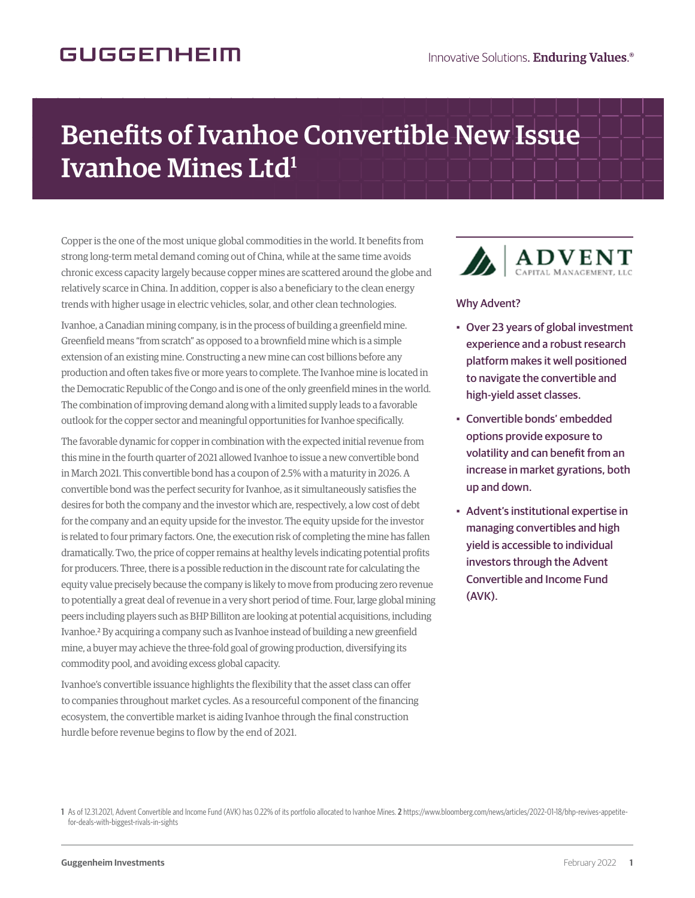# Benefits of Ivanhoe Convertible New Issue Ivanhoe Mines Ltd[1]

Copper is the one of the most unique global commodities in the world. It benefits from strong long-term metal demand coming out of China, while at the same time avoids chronic excess capacity largely because copper mines are scattered around the globe and relatively scarce in China. In addition, copper is also a beneficiary to the clean energy trends with higher usage in electric vehicles, solar, and other clean technologies.

Ivanhoe, a Canadian mining company, is in the process of building a greenfield mine. Greenfield means "from scratch" as opposed to a brownfield mine which is a simple extension of an existing mine. Constructing a new mine can cost billions before any production and often takes five or more years to complete. The Ivanhoe mine is located in the Democratic Republic of the Congo and is one of the only greenfield mines in the world. The combination of improving demand along with a limited supply leads to a favorable outlook for the copper sector and meaningful opportunities for Ivanhoe specifically.

The favorable dynamic for copper in combination with the expected initial revenue from this mine in the fourth quarter of 2021 allowed Ivanhoe to issue a new convertible bond in March 2021. This convertible bond has a coupon of 2.5% with a maturity in 2026. A convertible bond was the perfect security for Ivanhoe, as it simultaneously satisfies the desires for both the company and the investor which are, respectively, a low cost of debt for the company and an equity upside for the investor. The equity upside for the investor is related to four primary factors. One, the execution risk of completing the mine has fallen dramatically. Two, the price of copper remains at healthy levels indicating potential profits for producers. Three, there is a possible reduction in the discount rate for calculating the equity value precisely because the company is likely to move from producing zero revenue to potentially a great deal of revenue in a very short period of time. Four, large global mining peers including players such as BHP Billiton are looking at potential acquisitions, including Ivanhoe.[2] By acquiring a company such as Ivanhoe instead of building a new greenfield mine, a buyer may achieve the three-fold goal of growing production, diversifying its commodity pool, and avoiding excess global capacity.

Ivanhoe's convertible issuance highlights the flexibility that the asset class can offer to companies throughout market cycles. As a resourceful component of the financing ecosystem, the convertible market is aiding Ivanhoe through the final construction hurdle before revenue begins to flow by the end of 2021.

**ADVENT** CAPITAL MANAGEMENT, LLC

Why Advent?

- Over 23 years of global investment experience and a robust research platform makes it well positioned to navigate the convertible and high-yield asset classes.
- Convertible bonds' embedded options provide exposure to volatility and can benefit from an increase in market gyrations, both up and down.
- Advent's institutional expertise in managing convertibles and high yield is accessible to individual investors through the Advent Convertible and Income Fund (AVK).

[1] As of 12.31.2021, Advent Convertible and Income Fund (AVK) has 0.22% of its portfolio allocated to Ivanhoe Mines. [2] https://www.bloomberg.com/news/articles/2022-01-18/bhp-revives-appetite-for-deals-with-biggest-rivals-in-sights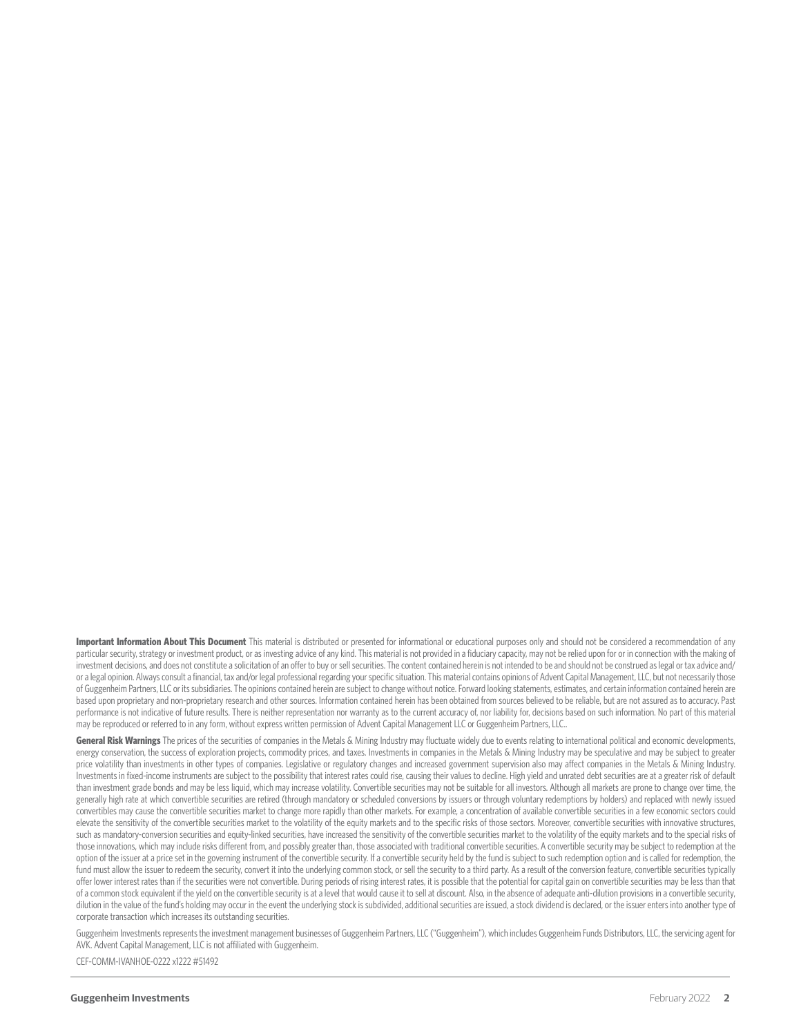**Important Information About This Document** This material is distributed or presented for informational or educational purposes only and should not be considered a recommendation of any particular security, strategy or investment product, or as investing advice of any kind. This material is not provided in a fiduciary capacity, may not be relied upon for or in connection with the making of investment decisions, and does not constitute a solicitation of an offer to buy or sell securities. The content contained herein is not intended to be and should not be construed as legal or tax advice and/or a legal opinion. Always consult a financial, tax and/or legal professional regarding your specific situation. This material contains opinions of Advent Capital Management, LLC, but not necessarily those of Guggenheim Partners, LLC or its subsidiaries. The opinions contained herein are subject to change without notice. Forward looking statements, estimates, and certain information contained herein are based upon proprietary and non-proprietary research and other sources. Information contained herein has been obtained from sources believed to be reliable, but are not assured as to accuracy. Past performance is not indicative of future results. There is neither representation nor warranty as to the current accuracy of, nor liability for, decisions based on such information. No part of this material may be reproduced or referred to in any form, without express written permission of Advent Capital Management LLC or Guggenheim Partners, LLC..

**General Risk Warnings** The prices of the securities of companies in the Metals & Mining Industry may fluctuate widely due to events relating to international political and economic developments, energy conservation, the success of exploration projects, commodity prices, and taxes. Investments in companies in the Metals & Mining Industry may be speculative and may be subject to greater price volatility than investments in other types of companies. Legislative or regulatory changes and increased government supervision also may affect companies in the Metals & Mining Industry. Investments in fixed-income instruments are subject to the possibility that interest rates could rise, causing their values to decline. High yield and unrated debt securities are at a greater risk of default than investment grade bonds and may be less liquid, which may increase volatility. Convertible securities may not be suitable for all investors. Although all markets are prone to change over time, the generally high rate at which convertible securities are retired (through mandatory or scheduled conversions by issuers or through voluntary redemptions by holders) and replaced with newly issued convertibles may cause the convertible securities market to change more rapidly than other markets. For example, a concentration of available convertible securities in a few economic sectors could elevate the sensitivity of the convertible securities market to the volatility of the equity markets and to the specific risks of those sectors. Moreover, convertible securities with innovative structures, such as mandatory-conversion securities and equity-linked securities, have increased the sensitivity of the convertible securities market to the volatility of the equity markets and to the special risks of those innovations, which may include risks different from, and possibly greater than, those associated with traditional convertible securities. A convertible security may be subject to redemption at the option of the issuer at a price set in the governing instrument of the convertible security. If a convertible security held by the fund is subject to such redemption option and is called for redemption, the fund must allow the issuer to redeem the security, convert it into the underlying common stock, or sell the security to a third party. As a result of the conversion feature, convertible securities typically offer lower interest rates than if the securities were not convertible. During periods of rising interest rates, it is possible that the potential for capital gain on convertible securities may be less than that of a common stock equivalent if the yield on the convertible security is at a level that would cause it to sell at discount. Also, in the absence of adequate anti-dilution provisions in a convertible security, dilution in the value of the fund's holding may occur in the event the underlying stock is subdivided, additional securities are issued, a stock dividend is declared, or the issuer enters into another type of corporate transaction which increases its outstanding securities.

Guggenheim Investments represents the investment management businesses of Guggenheim Partners, LLC ("Guggenheim"), which includes Guggenheim Funds Distributors, LLC, the servicing agent for AVK. Advent Capital Management, LLC is not affiliated with Guggenheim.

CEF-COMM-IVANHOE-0222 x1222 #51492